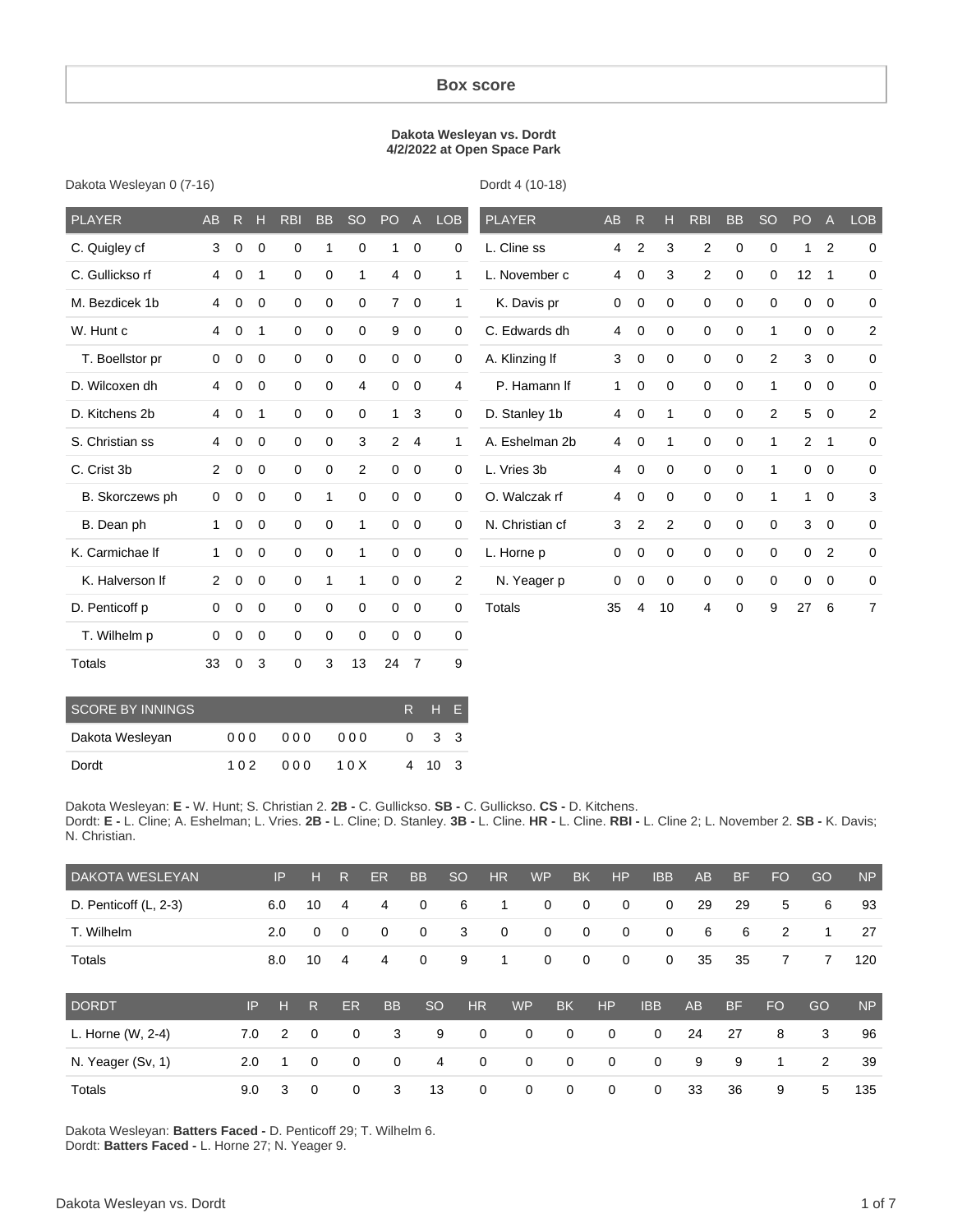# Box score

**Dakota Wesleyan vs. Dordt**
**4/2/2022 at Open Space Park**

Dakota Wesleyan 0 (7-16)

| PLAYER | AB | R | H | RBI | BB | SO | PO | A | LOB |
|---|---|---|---|---|---|---|---|---|---|
| C. Quigley cf | 3 | 0 | 0 | 0 | 1 | 0 | 1 | 0 | 0 |
| C. Gullickso rf | 4 | 0 | 1 | 0 | 0 | 1 | 4 | 0 | 1 |
| M. Bezdicek 1b | 4 | 0 | 0 | 0 | 0 | 0 | 7 | 0 | 1 |
| W. Hunt c | 4 | 0 | 1 | 0 | 0 | 0 | 9 | 0 | 0 |
| T. Boellstor pr | 0 | 0 | 0 | 0 | 0 | 0 | 0 | 0 | 0 |
| D. Wilcoxen dh | 4 | 0 | 0 | 0 | 0 | 4 | 0 | 0 | 4 |
| D. Kitchens 2b | 4 | 0 | 1 | 0 | 0 | 0 | 1 | 3 | 0 |
| S. Christian ss | 4 | 0 | 0 | 0 | 0 | 3 | 2 | 4 | 1 |
| C. Crist 3b | 2 | 0 | 0 | 0 | 0 | 2 | 0 | 0 | 0 |
| B. Skorczews ph | 0 | 0 | 0 | 0 | 1 | 0 | 0 | 0 | 0 |
| B. Dean ph | 1 | 0 | 0 | 0 | 0 | 1 | 0 | 0 | 0 |
| K. Carmichae lf | 1 | 0 | 0 | 0 | 0 | 1 | 0 | 0 | 0 |
| K. Halverson lf | 2 | 0 | 0 | 0 | 1 | 1 | 0 | 0 | 2 |
| D. Penticoff p | 0 | 0 | 0 | 0 | 0 | 0 | 0 | 0 | 0 |
| T. Wilhelm p | 0 | 0 | 0 | 0 | 0 | 0 | 0 | 0 | 0 |
| Totals | 33 | 0 | 3 | 0 | 3 | 13 | 24 | 7 | 9 |

Dordt 4 (10-18)

| PLAYER | AB | R | H | RBI | BB | SO | PO | A | LOB |
|---|---|---|---|---|---|---|---|---|---|
| L. Cline ss | 4 | 2 | 3 | 2 | 0 | 0 | 1 | 2 | 0 |
| L. November c | 4 | 0 | 3 | 2 | 0 | 0 | 12 | 1 | 0 |
| K. Davis pr | 0 | 0 | 0 | 0 | 0 | 0 | 0 | 0 | 0 |
| C. Edwards dh | 4 | 0 | 0 | 0 | 0 | 1 | 0 | 0 | 2 |
| A. Klinzing lf | 3 | 0 | 0 | 0 | 0 | 2 | 3 | 0 | 0 |
| P. Hamann lf | 1 | 0 | 0 | 0 | 0 | 1 | 0 | 0 | 0 |
| D. Stanley 1b | 4 | 0 | 1 | 0 | 0 | 2 | 5 | 0 | 2 |
| A. Eshelman 2b | 4 | 0 | 1 | 0 | 0 | 1 | 2 | 1 | 0 |
| L. Vries 3b | 4 | 0 | 0 | 0 | 0 | 1 | 0 | 0 | 0 |
| O. Walczak rf | 4 | 0 | 0 | 0 | 0 | 1 | 1 | 0 | 3 |
| N. Christian cf | 3 | 2 | 2 | 0 | 0 | 0 | 3 | 0 | 0 |
| L. Horne p | 0 | 0 | 0 | 0 | 0 | 0 | 0 | 2 | 0 |
| N. Yeager p | 0 | 0 | 0 | 0 | 0 | 0 | 0 | 0 | 0 |
| Totals | 35 | 4 | 10 | 4 | 0 | 9 | 27 | 6 | 7 |

| SCORE BY INNINGS | | | | R | H | E |
|---|---|---|---|---|---|---|
| Dakota Wesleyan | 000 | 000 | 000 | 0 | 3 | 3 |
| Dordt | 102 | 000 | 10X | 4 | 10 | 3 |

Dakota Wesleyan: **E -** W. Hunt; S. Christian 2. **2B -** C. Gullickso. **SB -** C. Gullickso. **CS -** D. Kitchens.
Dordt: **E -** L. Cline; A. Eshelman; L. Vries. **2B -** L. Cline; D. Stanley. **3B -** L. Cline. **HR -** L. Cline. **RBI -** L. Cline 2; L. November 2. **SB -** K. Davis; N. Christian.

| DAKOTA WESLEYAN | IP | H | R | ER | BB | SO | HR | WP | BK | HP | IBB | AB | BF | FO | GO | NP |
|---|---|---|---|---|---|---|---|---|---|---|---|---|---|---|---|---|
| D. Penticoff (L, 2-3) | 6.0 | 10 | 4 | 4 | 0 | 6 | 1 | 0 | 0 | 0 | 0 | 29 | 29 | 5 | 6 | 93 |
| T. Wilhelm | 2.0 | 0 | 0 | 0 | 0 | 3 | 0 | 0 | 0 | 0 | 0 | 6 | 6 | 2 | 1 | 27 |
| Totals | 8.0 | 10 | 4 | 4 | 0 | 9 | 1 | 0 | 0 | 0 | 0 | 35 | 35 | 7 | 7 | 120 |

| DORDT | IP | H | R | ER | BB | SO | HR | WP | BK | HP | IBB | AB | BF | FO | GO | NP |
|---|---|---|---|---|---|---|---|---|---|---|---|---|---|---|---|---|
| L. Horne (W, 2-4) | 7.0 | 2 | 0 | 0 | 3 | 9 | 0 | 0 | 0 | 0 | 0 | 24 | 27 | 8 | 3 | 96 |
| N. Yeager (Sv, 1) | 2.0 | 1 | 0 | 0 | 0 | 4 | 0 | 0 | 0 | 0 | 0 | 9 | 9 | 1 | 2 | 39 |
| Totals | 9.0 | 3 | 0 | 0 | 3 | 13 | 0 | 0 | 0 | 0 | 0 | 33 | 36 | 9 | 5 | 135 |

Dakota Wesleyan: **Batters Faced -** D. Penticoff 29; T. Wilhelm 6.
Dordt: **Batters Faced -** L. Horne 27; N. Yeager 9.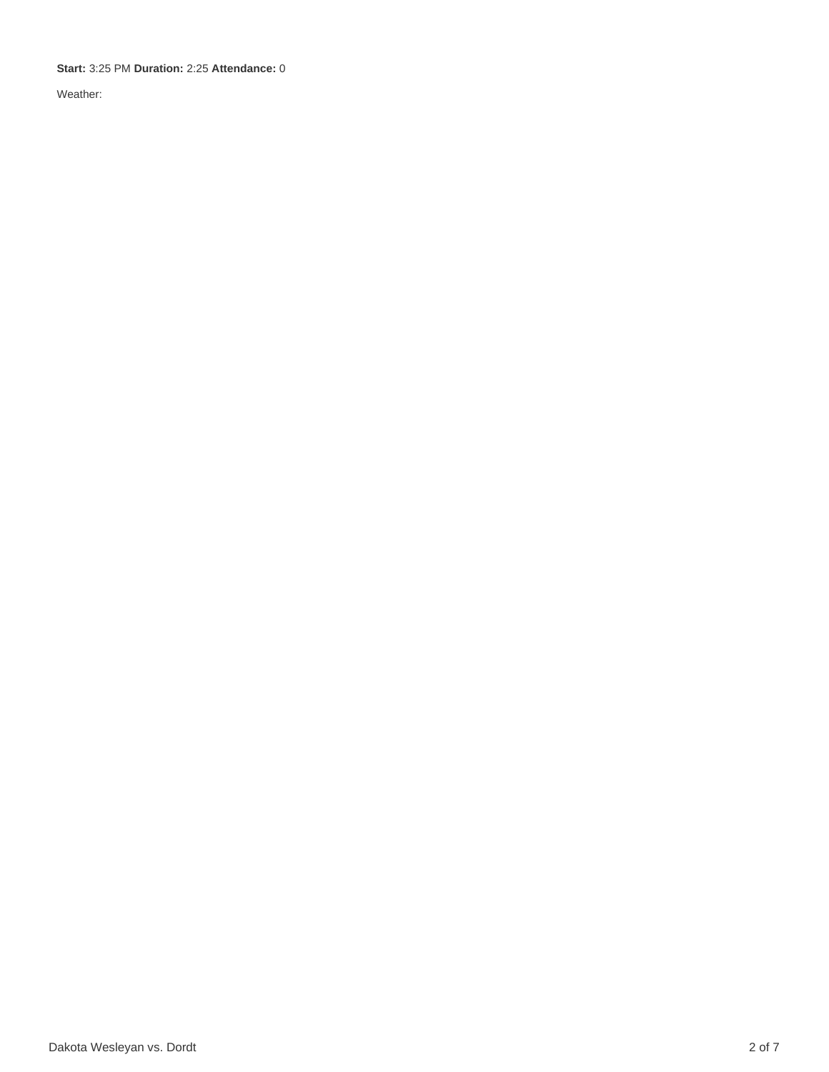**Start:** 3:25 PM **Duration:** 2:25 **Attendance:** 0

Weather: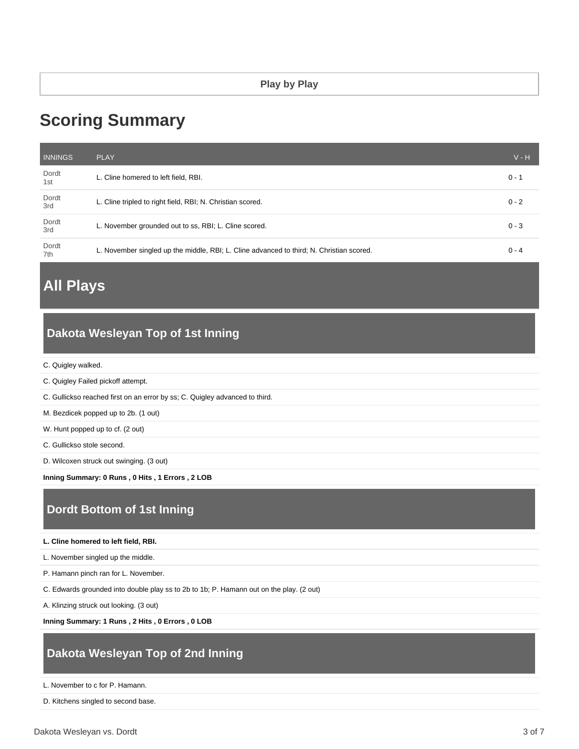**Play by Play**

# Scoring Summary

| INNINGS | PLAY | V - H |
|---|---|---|
| Dordt 1st | L. Cline homered to left field, RBI. | 0 - 1 |
| Dordt 3rd | L. Cline tripled to right field, RBI; N. Christian scored. | 0 - 2 |
| Dordt 3rd | L. November grounded out to ss, RBI; L. Cline scored. | 0 - 3 |
| Dordt 7th | L. November singled up the middle, RBI; L. Cline advanced to third; N. Christian scored. | 0 - 4 |

# All Plays

## Dakota Wesleyan Top of 1st Inning

C. Quigley walked.

C. Quigley Failed pickoff attempt.

C. Gullickso reached first on an error by ss; C. Quigley advanced to third.

M. Bezdicek popped up to 2b. (1 out)

W. Hunt popped up to cf. (2 out)

C. Gullickso stole second.

D. Wilcoxen struck out swinging. (3 out)

**Inning Summary: 0 Runs , 0 Hits , 1 Errors , 2 LOB**

## Dordt Bottom of 1st Inning

**L. Cline homered to left field, RBI.**

L. November singled up the middle.

P. Hamann pinch ran for L. November.

C. Edwards grounded into double play ss to 2b to 1b; P. Hamann out on the play. (2 out)

A. Klinzing struck out looking. (3 out)

**Inning Summary: 1 Runs , 2 Hits , 0 Errors , 0 LOB**

## Dakota Wesleyan Top of 2nd Inning

L. November to c for P. Hamann.

D. Kitchens singled to second base.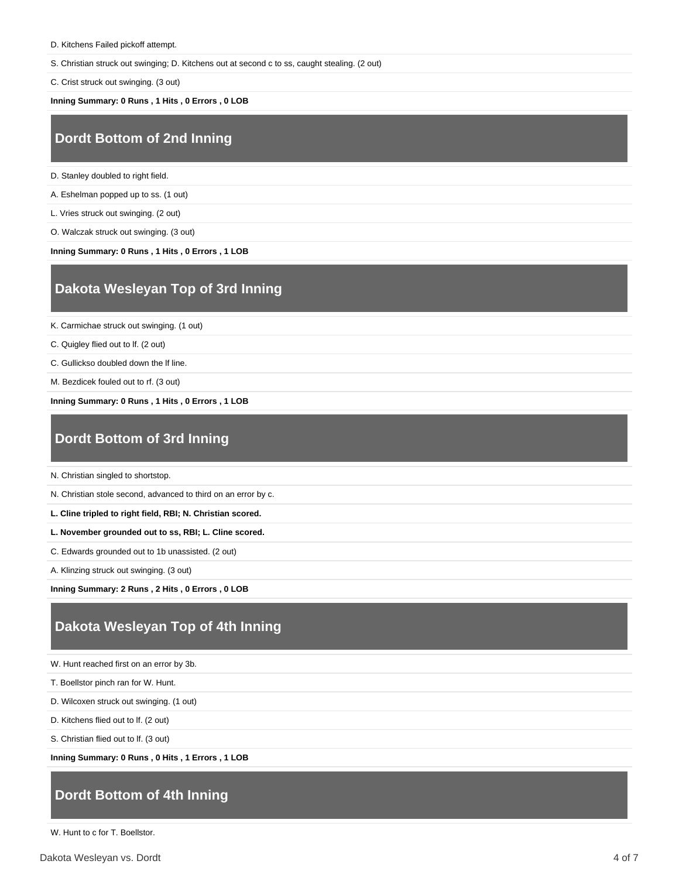D. Kitchens Failed pickoff attempt.

S. Christian struck out swinging; D. Kitchens out at second c to ss, caught stealing. (2 out)

C. Crist struck out swinging. (3 out)

**Inning Summary: 0 Runs , 1 Hits , 0 Errors , 0 LOB**

## Dordt Bottom of 2nd Inning

D. Stanley doubled to right field.

A. Eshelman popped up to ss. (1 out)

L. Vries struck out swinging. (2 out)

O. Walczak struck out swinging. (3 out)

**Inning Summary: 0 Runs , 1 Hits , 0 Errors , 1 LOB**

## Dakota Wesleyan Top of 3rd Inning

K. Carmichae struck out swinging. (1 out)

C. Quigley flied out to lf. (2 out)

C. Gullickso doubled down the lf line.

M. Bezdicek fouled out to rf. (3 out)

**Inning Summary: 0 Runs , 1 Hits , 0 Errors , 1 LOB**

## Dordt Bottom of 3rd Inning

N. Christian singled to shortstop.

N. Christian stole second, advanced to third on an error by c.

**L. Cline tripled to right field, RBI; N. Christian scored.**

**L. November grounded out to ss, RBI; L. Cline scored.**

C. Edwards grounded out to 1b unassisted. (2 out)

A. Klinzing struck out swinging. (3 out)

**Inning Summary: 2 Runs , 2 Hits , 0 Errors , 0 LOB**

## Dakota Wesleyan Top of 4th Inning

W. Hunt reached first on an error by 3b.

T. Boellstor pinch ran for W. Hunt.

D. Wilcoxen struck out swinging. (1 out)

D. Kitchens flied out to lf. (2 out)

S. Christian flied out to lf. (3 out)

**Inning Summary: 0 Runs , 0 Hits , 1 Errors , 1 LOB**

## Dordt Bottom of 4th Inning

W. Hunt to c for T. Boellstor.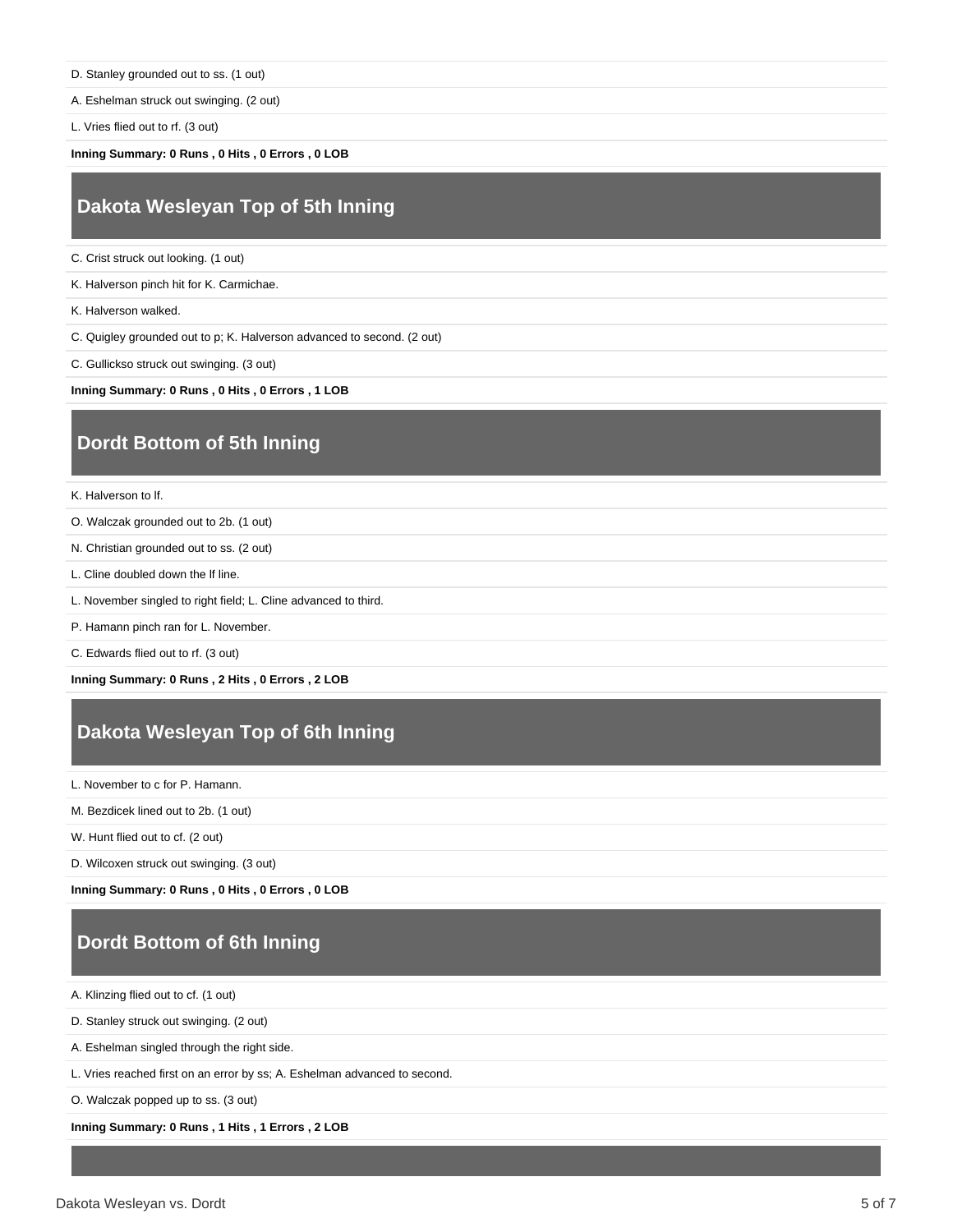D. Stanley grounded out to ss. (1 out)

A. Eshelman struck out swinging. (2 out)

L. Vries flied out to rf. (3 out)

**Inning Summary: 0 Runs , 0 Hits , 0 Errors , 0 LOB**

## Dakota Wesleyan Top of 5th Inning

C. Crist struck out looking. (1 out)

K. Halverson pinch hit for K. Carmichae.

K. Halverson walked.

C. Quigley grounded out to p; K. Halverson advanced to second. (2 out)

C. Gullickso struck out swinging. (3 out)

**Inning Summary: 0 Runs , 0 Hits , 0 Errors , 1 LOB**

## Dordt Bottom of 5th Inning

K. Halverson to lf.

O. Walczak grounded out to 2b. (1 out)

N. Christian grounded out to ss. (2 out)

L. Cline doubled down the lf line.

L. November singled to right field; L. Cline advanced to third.

P. Hamann pinch ran for L. November.

C. Edwards flied out to rf. (3 out)

**Inning Summary: 0 Runs , 2 Hits , 0 Errors , 2 LOB**

## Dakota Wesleyan Top of 6th Inning

L. November to c for P. Hamann.

M. Bezdicek lined out to 2b. (1 out)

W. Hunt flied out to cf. (2 out)

D. Wilcoxen struck out swinging. (3 out)

**Inning Summary: 0 Runs , 0 Hits , 0 Errors , 0 LOB**

## Dordt Bottom of 6th Inning

A. Klinzing flied out to cf. (1 out)

D. Stanley struck out swinging. (2 out)

A. Eshelman singled through the right side.

L. Vries reached first on an error by ss; A. Eshelman advanced to second.

O. Walczak popped up to ss. (3 out)

**Inning Summary: 0 Runs , 1 Hits , 1 Errors , 2 LOB**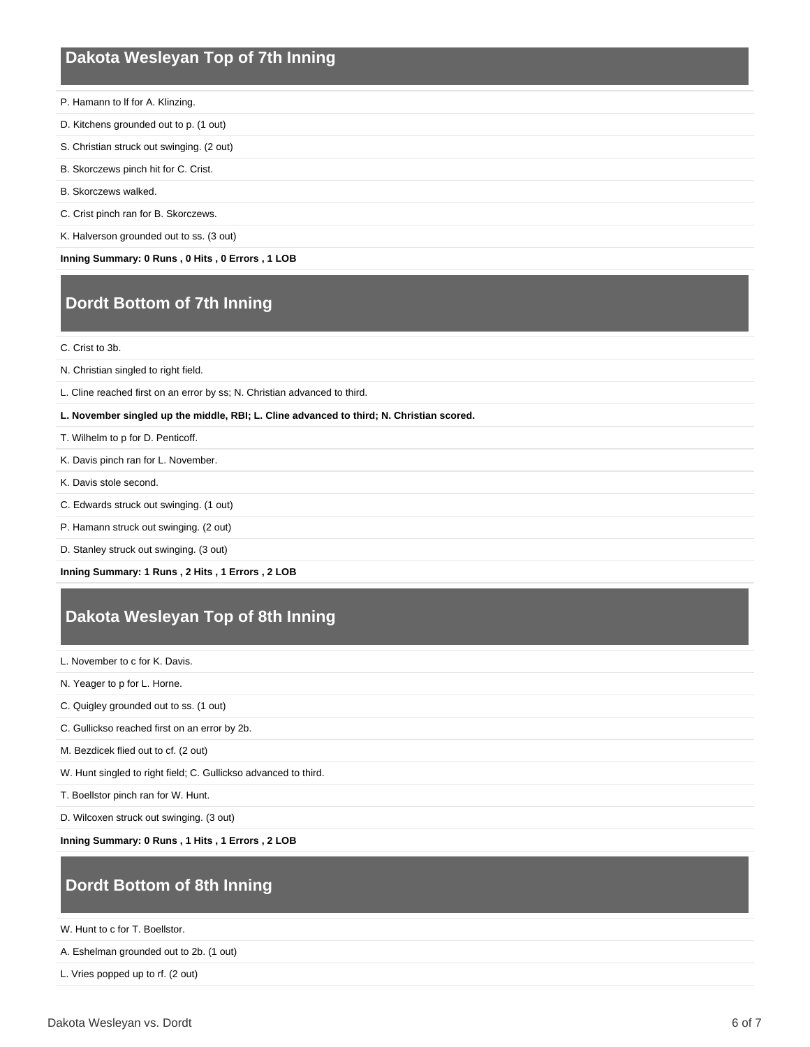## Dakota Wesleyan Top of 7th Inning

P. Hamann to lf for A. Klinzing.

D. Kitchens grounded out to p. (1 out)

S. Christian struck out swinging. (2 out)

B. Skorczews pinch hit for C. Crist.

B. Skorczews walked.

C. Crist pinch ran for B. Skorczews.

K. Halverson grounded out to ss. (3 out)

**Inning Summary: 0 Runs , 0 Hits , 0 Errors , 1 LOB**

## Dordt Bottom of 7th Inning

C. Crist to 3b.

N. Christian singled to right field.

L. Cline reached first on an error by ss; N. Christian advanced to third.

**L. November singled up the middle, RBI; L. Cline advanced to third; N. Christian scored.**

T. Wilhelm to p for D. Penticoff.

K. Davis pinch ran for L. November.

K. Davis stole second.

C. Edwards struck out swinging. (1 out)

P. Hamann struck out swinging. (2 out)

D. Stanley struck out swinging. (3 out)

**Inning Summary: 1 Runs , 2 Hits , 1 Errors , 2 LOB**

## Dakota Wesleyan Top of 8th Inning

L. November to c for K. Davis.

N. Yeager to p for L. Horne.

C. Quigley grounded out to ss. (1 out)

C. Gullickso reached first on an error by 2b.

M. Bezdicek flied out to cf. (2 out)

W. Hunt singled to right field; C. Gullickso advanced to third.

T. Boellstor pinch ran for W. Hunt.

D. Wilcoxen struck out swinging. (3 out)

**Inning Summary: 0 Runs , 1 Hits , 1 Errors , 2 LOB**

## Dordt Bottom of 8th Inning

W. Hunt to c for T. Boellstor.

A. Eshelman grounded out to 2b. (1 out)

L. Vries popped up to rf. (2 out)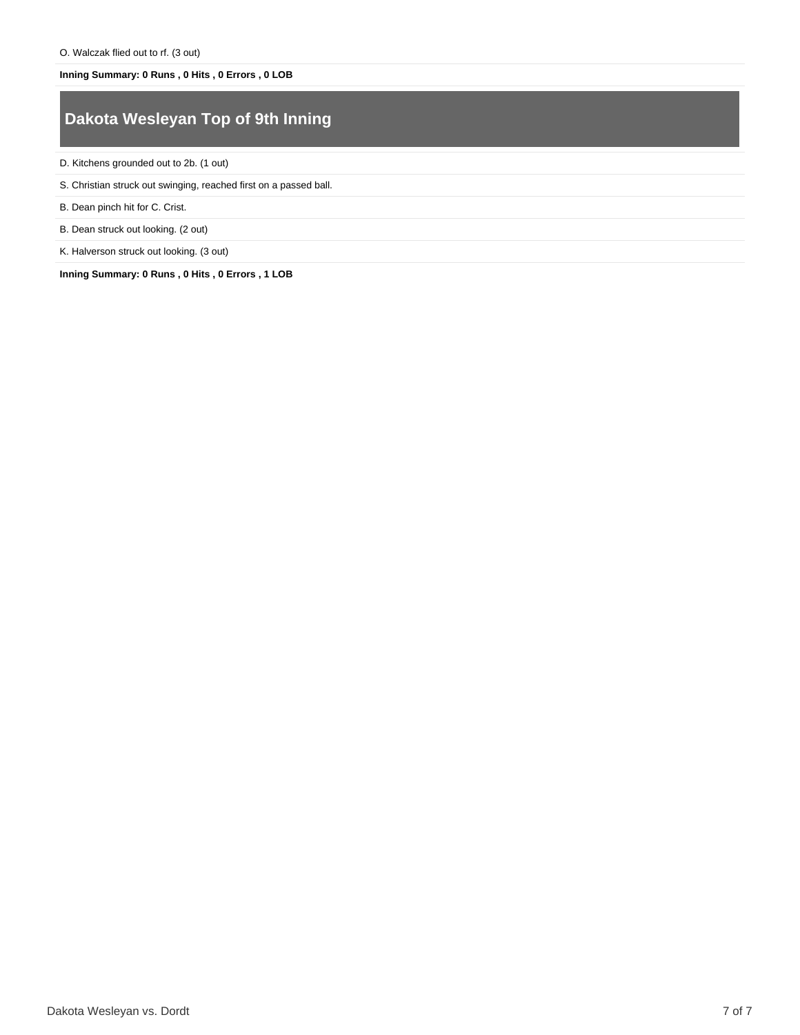O. Walczak flied out to rf. (3 out)

**Inning Summary: 0 Runs , 0 Hits , 0 Errors , 0 LOB**

## Dakota Wesleyan Top of 9th Inning

D. Kitchens grounded out to 2b. (1 out)

S. Christian struck out swinging, reached first on a passed ball.

B. Dean pinch hit for C. Crist.

B. Dean struck out looking. (2 out)

K. Halverson struck out looking. (3 out)

**Inning Summary: 0 Runs , 0 Hits , 0 Errors , 1 LOB**